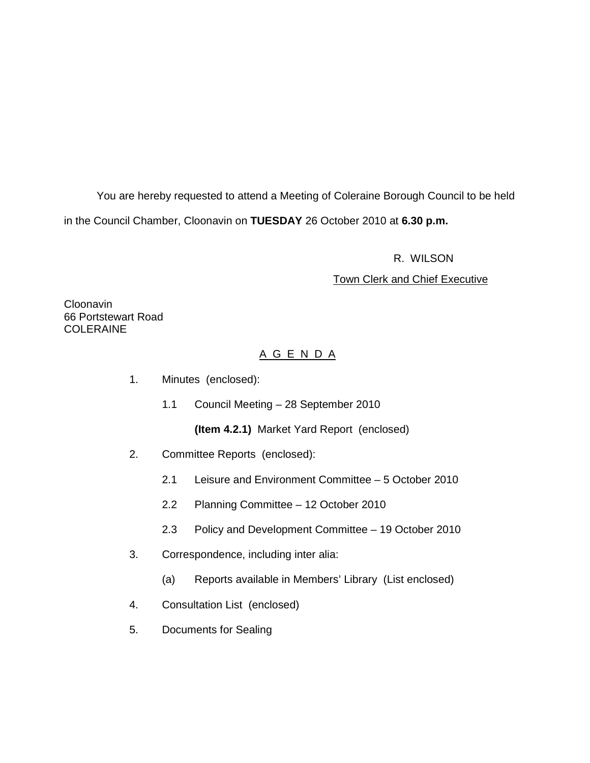You are hereby requested to attend a Meeting of Coleraine Borough Council to be held in the Council Chamber, Cloonavin on **TUESDAY** 26 October 2010 at **6.30 p.m.**

R. WILSON

Town Clerk and Chief Executive

Cloonavin
66 Portstewart Road
COLERAINE

## A G E N D A

1. Minutes (enclosed):

   1.1 Council Meeting – 28 September 2010

   **(Item 4.2.1)** Market Yard Report (enclosed)

2. Committee Reports (enclosed):

   2.1 Leisure and Environment Committee – 5 October 2010

   2.2 Planning Committee – 12 October 2010

   2.3 Policy and Development Committee – 19 October 2010

3. Correspondence, including inter alia:

   (a) Reports available in Members' Library (List enclosed)

4. Consultation List (enclosed)

5. Documents for Sealing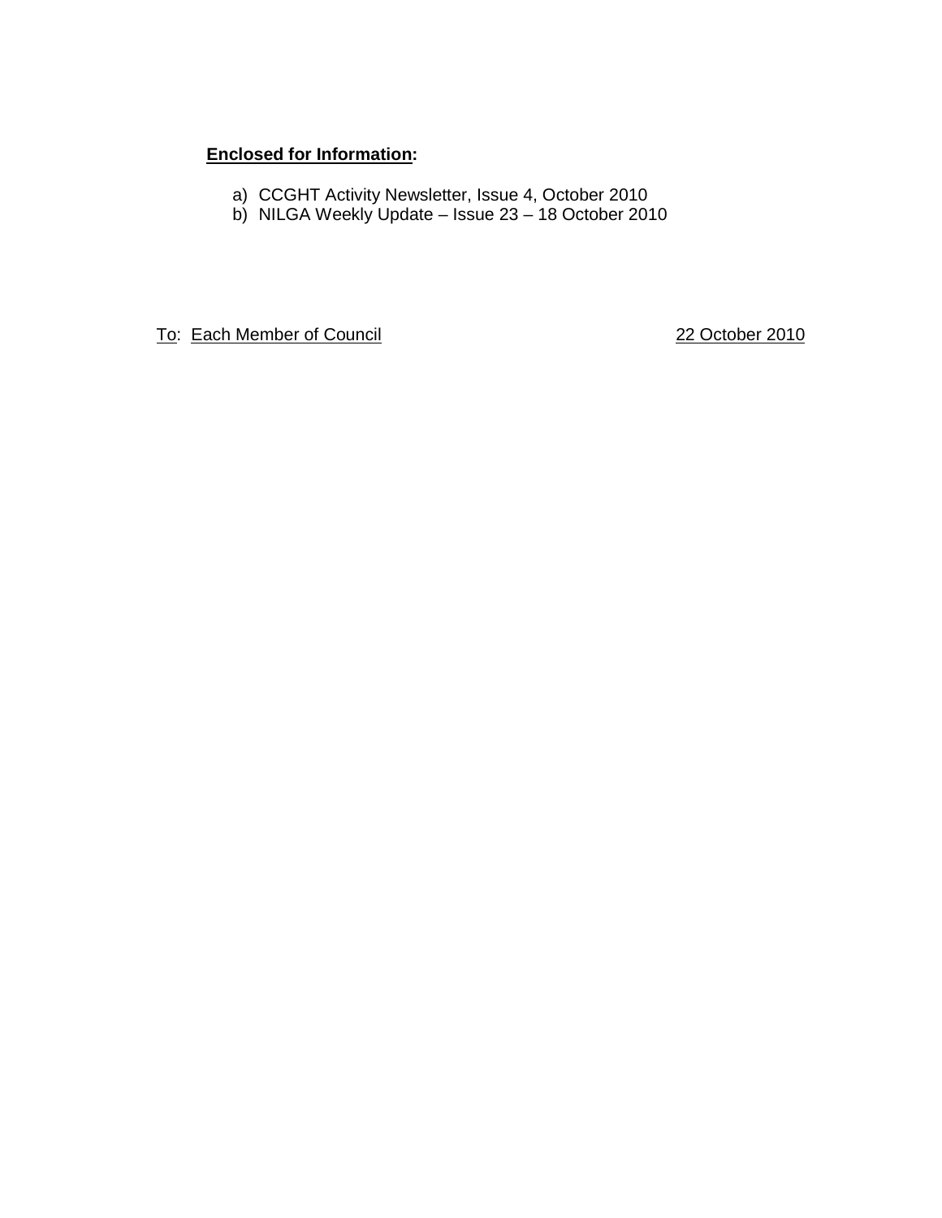**Enclosed for Information:**

a) CCGHT Activity Newsletter, Issue 4, October 2010
b) NILGA Weekly Update – Issue 23 – 18 October 2010

To: Each Member of Council 22 October 2010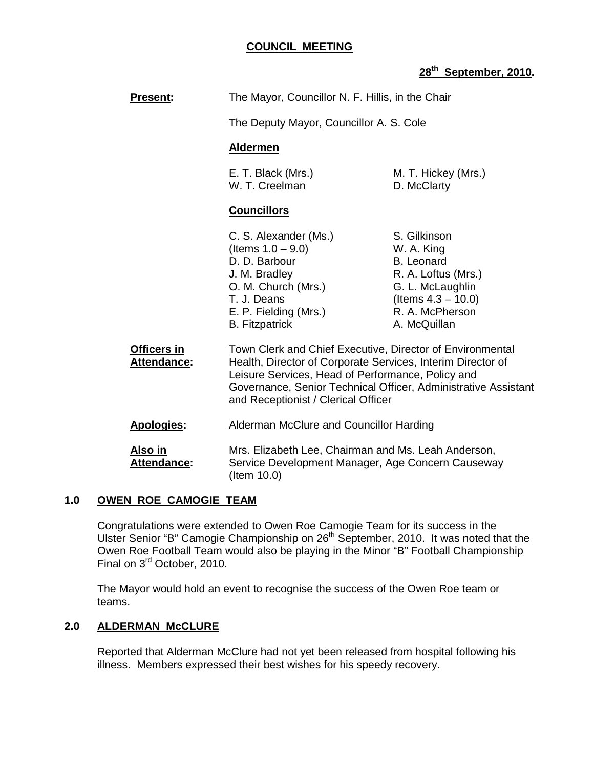**COUNCIL MEETING**

**28th September, 2010.**

**Present:** The Mayor, Councillor N. F. Hillis, in the Chair

The Deputy Mayor, Councillor A. S. Cole

**Aldermen**

| | |
|---|---|
| E. T. Black (Mrs.) | M. T. Hickey (Mrs.) |
| W. T. Creelman | D. McClarty |

**Councillors**

| | |
|---|---|
| C. S. Alexander (Ms.) (Items 1.0 – 9.0) | S. Gilkinson |
| D. D. Barbour | W. A. King |
| J. M. Bradley | B. Leonard |
| O. M. Church (Mrs.) | R. A. Loftus (Mrs.) |
| T. J. Deans | G. L. McLaughlin (Items 4.3 – 10.0) |
| E. P. Fielding (Mrs.) | R. A. McPherson |
| B. Fitzpatrick | A. McQuillan |

**Officers in Attendance:** Town Clerk and Chief Executive, Director of Environmental Health, Director of Corporate Services, Interim Director of Leisure Services, Head of Performance, Policy and Governance, Senior Technical Officer, Administrative Assistant and Receptionist / Clerical Officer

**Apologies:** Alderman McClure and Councillor Harding

**Also in Attendance:** Mrs. Elizabeth Lee, Chairman and Ms. Leah Anderson, Service Development Manager, Age Concern Causeway (Item 10.0)

## 1.0 OWEN ROE CAMOGIE TEAM

Congratulations were extended to Owen Roe Camogie Team for its success in the Ulster Senior "B" Camogie Championship on 26th September, 2010. It was noted that the Owen Roe Football Team would also be playing in the Minor "B" Football Championship Final on 3rd October, 2010.

The Mayor would hold an event to recognise the success of the Owen Roe team or teams.

## 2.0 ALDERMAN McCLURE

Reported that Alderman McClure had not yet been released from hospital following his illness. Members expressed their best wishes for his speedy recovery.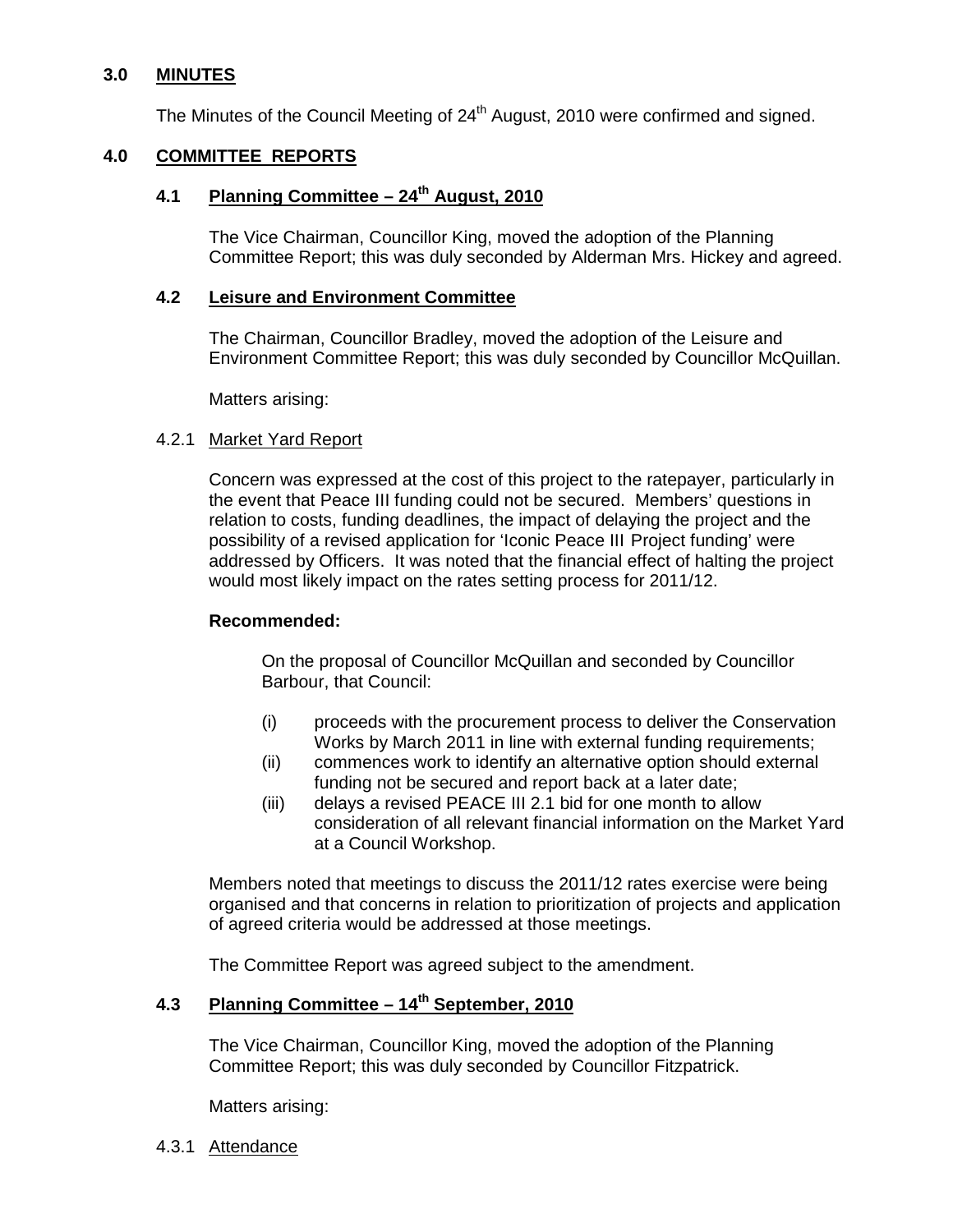## 3.0 MINUTES

The Minutes of the Council Meeting of 24th August, 2010 were confirmed and signed.

## 4.0 COMMITTEE REPORTS

### 4.1 Planning Committee – 24th August, 2010

The Vice Chairman, Councillor King, moved the adoption of the Planning Committee Report; this was duly seconded by Alderman Mrs. Hickey and agreed.

### 4.2 Leisure and Environment Committee

The Chairman, Councillor Bradley, moved the adoption of the Leisure and Environment Committee Report; this was duly seconded by Councillor McQuillan.

Matters arising:

4.2.1 Market Yard Report

Concern was expressed at the cost of this project to the ratepayer, particularly in the event that Peace III funding could not be secured. Members' questions in relation to costs, funding deadlines, the impact of delaying the project and the possibility of a revised application for 'Iconic Peace III Project funding' were addressed by Officers. It was noted that the financial effect of halting the project would most likely impact on the rates setting process for 2011/12.

**Recommended:**

On the proposal of Councillor McQuillan and seconded by Councillor Barbour, that Council:

(i) proceeds with the procurement process to deliver the Conservation Works by March 2011 in line with external funding requirements;
(ii) commences work to identify an alternative option should external funding not be secured and report back at a later date;
(iii) delays a revised PEACE III 2.1 bid for one month to allow consideration of all relevant financial information on the Market Yard at a Council Workshop.

Members noted that meetings to discuss the 2011/12 rates exercise were being organised and that concerns in relation to prioritization of projects and application of agreed criteria would be addressed at those meetings.

The Committee Report was agreed subject to the amendment.

### 4.3 Planning Committee – 14th September, 2010

The Vice Chairman, Councillor King, moved the adoption of the Planning Committee Report; this was duly seconded by Councillor Fitzpatrick.

Matters arising:

4.3.1 Attendance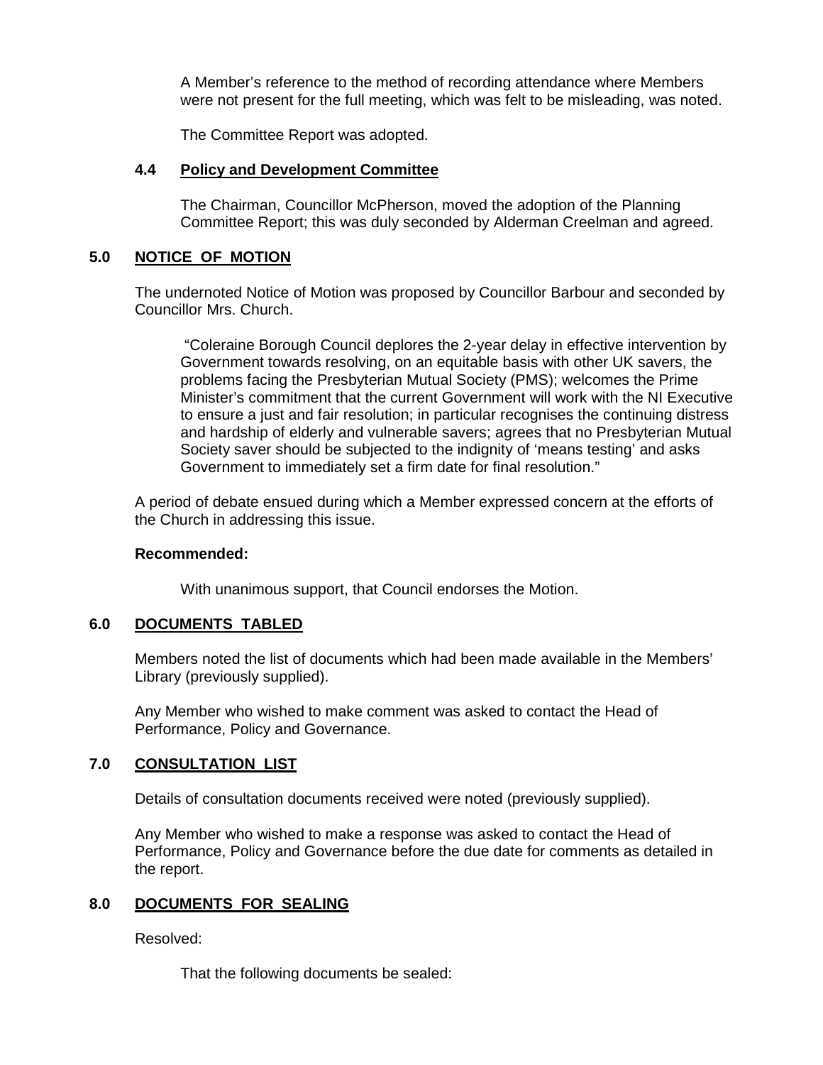A Member's reference to the method of recording attendance where Members were not present for the full meeting, which was felt to be misleading, was noted.

The Committee Report was adopted.

### 4.4 Policy and Development Committee

The Chairman, Councillor McPherson, moved the adoption of the Planning Committee Report; this was duly seconded by Alderman Creelman and agreed.

## 5.0 NOTICE OF MOTION

The undernoted Notice of Motion was proposed by Councillor Barbour and seconded by Councillor Mrs. Church.

> "Coleraine Borough Council deplores the 2-year delay in effective intervention by Government towards resolving, on an equitable basis with other UK savers, the problems facing the Presbyterian Mutual Society (PMS); welcomes the Prime Minister's commitment that the current Government will work with the NI Executive to ensure a just and fair resolution; in particular recognises the continuing distress and hardship of elderly and vulnerable savers; agrees that no Presbyterian Mutual Society saver should be subjected to the indignity of 'means testing' and asks Government to immediately set a firm date for final resolution."

A period of debate ensued during which a Member expressed concern at the efforts of the Church in addressing this issue.

**Recommended:**

With unanimous support, that Council endorses the Motion.

## 6.0 DOCUMENTS TABLED

Members noted the list of documents which had been made available in the Members' Library (previously supplied).

Any Member who wished to make comment was asked to contact the Head of Performance, Policy and Governance.

## 7.0 CONSULTATION LIST

Details of consultation documents received were noted (previously supplied).

Any Member who wished to make a response was asked to contact the Head of Performance, Policy and Governance before the due date for comments as detailed in the report.

## 8.0 DOCUMENTS FOR SEALING

Resolved:

That the following documents be sealed: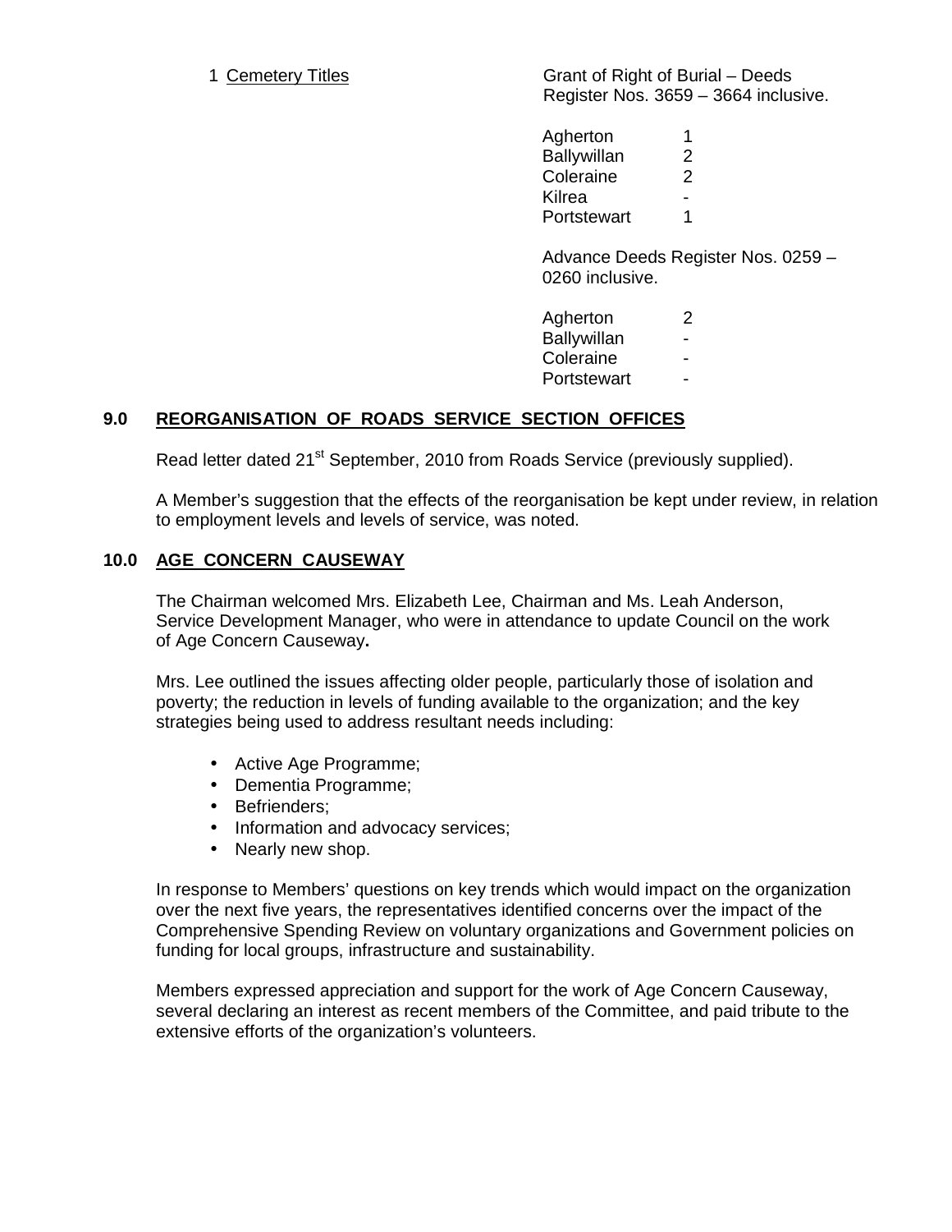1 Cemetery Titles

Grant of Right of Burial – Deeds Register Nos. 3659 – 3664 inclusive.

| | |
|---|---|
| Agherton | 1 |
| Ballywillan | 2 |
| Coleraine | 2 |
| Kilrea | - |
| Portstewart | 1 |

Advance Deeds Register Nos. 0259 – 0260 inclusive.

| | |
|---|---|
| Agherton | 2 |
| Ballywillan | - |
| Coleraine | - |
| Portstewart | - |

## 9.0 REORGANISATION OF ROADS SERVICE SECTION OFFICES

Read letter dated 21st September, 2010 from Roads Service (previously supplied).

A Member's suggestion that the effects of the reorganisation be kept under review, in relation to employment levels and levels of service, was noted.

## 10.0 AGE CONCERN CAUSEWAY

The Chairman welcomed Mrs. Elizabeth Lee, Chairman and Ms. Leah Anderson, Service Development Manager, who were in attendance to update Council on the work of Age Concern Causeway**.**

Mrs. Lee outlined the issues affecting older people, particularly those of isolation and poverty; the reduction in levels of funding available to the organization; and the key strategies being used to address resultant needs including:

- Active Age Programme;
- Dementia Programme;
- Befrienders;
- Information and advocacy services;
- Nearly new shop.

In response to Members' questions on key trends which would impact on the organization over the next five years, the representatives identified concerns over the impact of the Comprehensive Spending Review on voluntary organizations and Government policies on funding for local groups, infrastructure and sustainability.

Members expressed appreciation and support for the work of Age Concern Causeway, several declaring an interest as recent members of the Committee, and paid tribute to the extensive efforts of the organization's volunteers.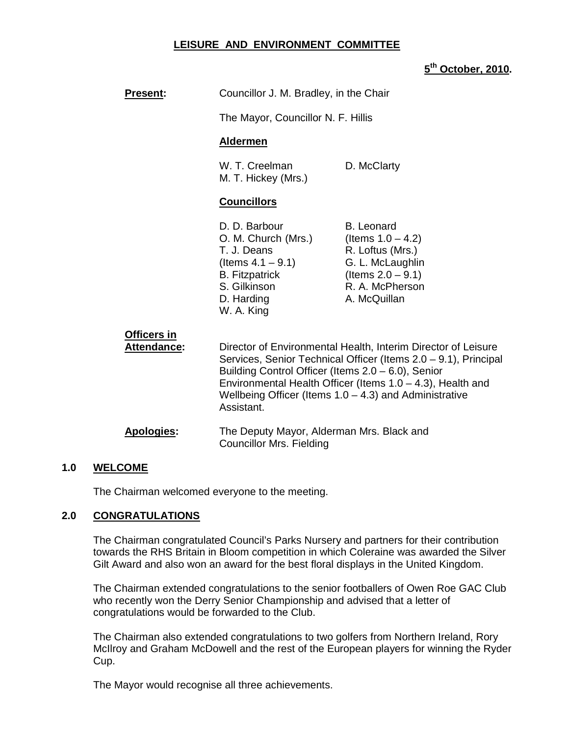## LEISURE AND ENVIRONMENT COMMITTEE

**5th October, 2010.**

**Present:** Councillor J. M. Bradley, in the Chair

The Mayor, Councillor N. F. Hillis

**Aldermen**

W. T. Creelman
M. T. Hickey (Mrs.)
D. McClarty

**Councillors**

D. D. Barbour
O. M. Church (Mrs.)
T. J. Deans (Items 4.1 – 9.1)
B. Fitzpatrick
S. Gilkinson
D. Harding
W. A. King
B. Leonard (Items 1.0 – 4.2)
R. Loftus (Mrs.)
G. L. McLaughlin (Items 2.0 – 9.1)
R. A. McPherson
A. McQuillan

**Officers in Attendance:** Director of Environmental Health, Interim Director of Leisure Services, Senior Technical Officer (Items 2.0 – 9.1), Principal Building Control Officer (Items 2.0 – 6.0), Senior Environmental Health Officer (Items 1.0 – 4.3), Health and Wellbeing Officer (Items 1.0 – 4.3) and Administrative Assistant.

**Apologies:** The Deputy Mayor, Alderman Mrs. Black and Councillor Mrs. Fielding

### 1.0 WELCOME

The Chairman welcomed everyone to the meeting.

### 2.0 CONGRATULATIONS

The Chairman congratulated Council's Parks Nursery and partners for their contribution towards the RHS Britain in Bloom competition in which Coleraine was awarded the Silver Gilt Award and also won an award for the best floral displays in the United Kingdom.

The Chairman extended congratulations to the senior footballers of Owen Roe GAC Club who recently won the Derry Senior Championship and advised that a letter of congratulations would be forwarded to the Club.

The Chairman also extended congratulations to two golfers from Northern Ireland, Rory McIlroy and Graham McDowell and the rest of the European players for winning the Ryder Cup.

The Mayor would recognise all three achievements.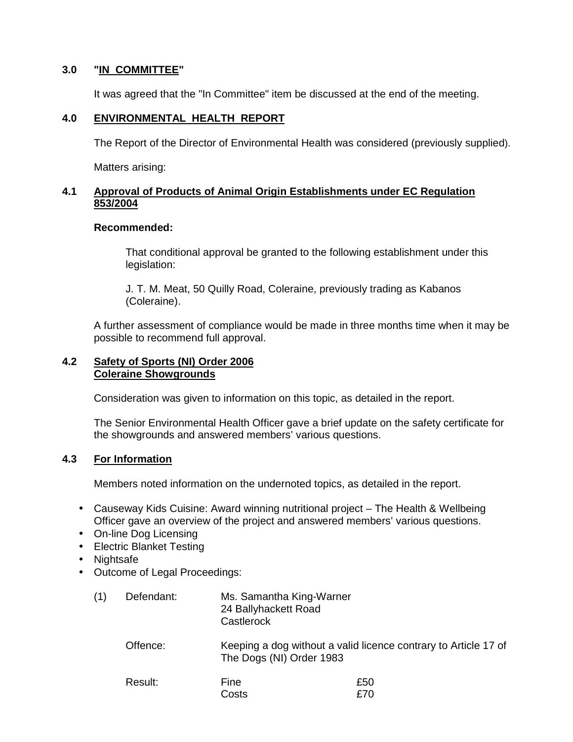## 3.0 "IN COMMITTEE"

It was agreed that the "In Committee" item be discussed at the end of the meeting.

## 4.0 ENVIRONMENTAL HEALTH REPORT

The Report of the Director of Environmental Health was considered (previously supplied).

Matters arising:

### 4.1 Approval of Products of Animal Origin Establishments under EC Regulation 853/2004

**Recommended:**

> That conditional approval be granted to the following establishment under this legislation:
>
> J. T. M. Meat, 50 Quilly Road, Coleraine, previously trading as Kabanos (Coleraine).

A further assessment of compliance would be made in three months time when it may be possible to recommend full approval.

### 4.2 Safety of Sports (NI) Order 2006 Coleraine Showgrounds

Consideration was given to information on this topic, as detailed in the report.

The Senior Environmental Health Officer gave a brief update on the safety certificate for the showgrounds and answered members' various questions.

### 4.3 For Information

Members noted information on the undernoted topics, as detailed in the report.

- Causeway Kids Cuisine: Award winning nutritional project – The Health & Wellbeing Officer gave an overview of the project and answered members' various questions.
- On-line Dog Licensing
- Electric Blanket Testing
- Nightsafe
- Outcome of Legal Proceedings:

(1) Defendant: Ms. Samantha King-Warner
24 Ballyhackett Road
Castlerock

Offence: Keeping a dog without a valid licence contrary to Article 17 of The Dogs (NI) Order 1983

Result: Fine £50
Costs £70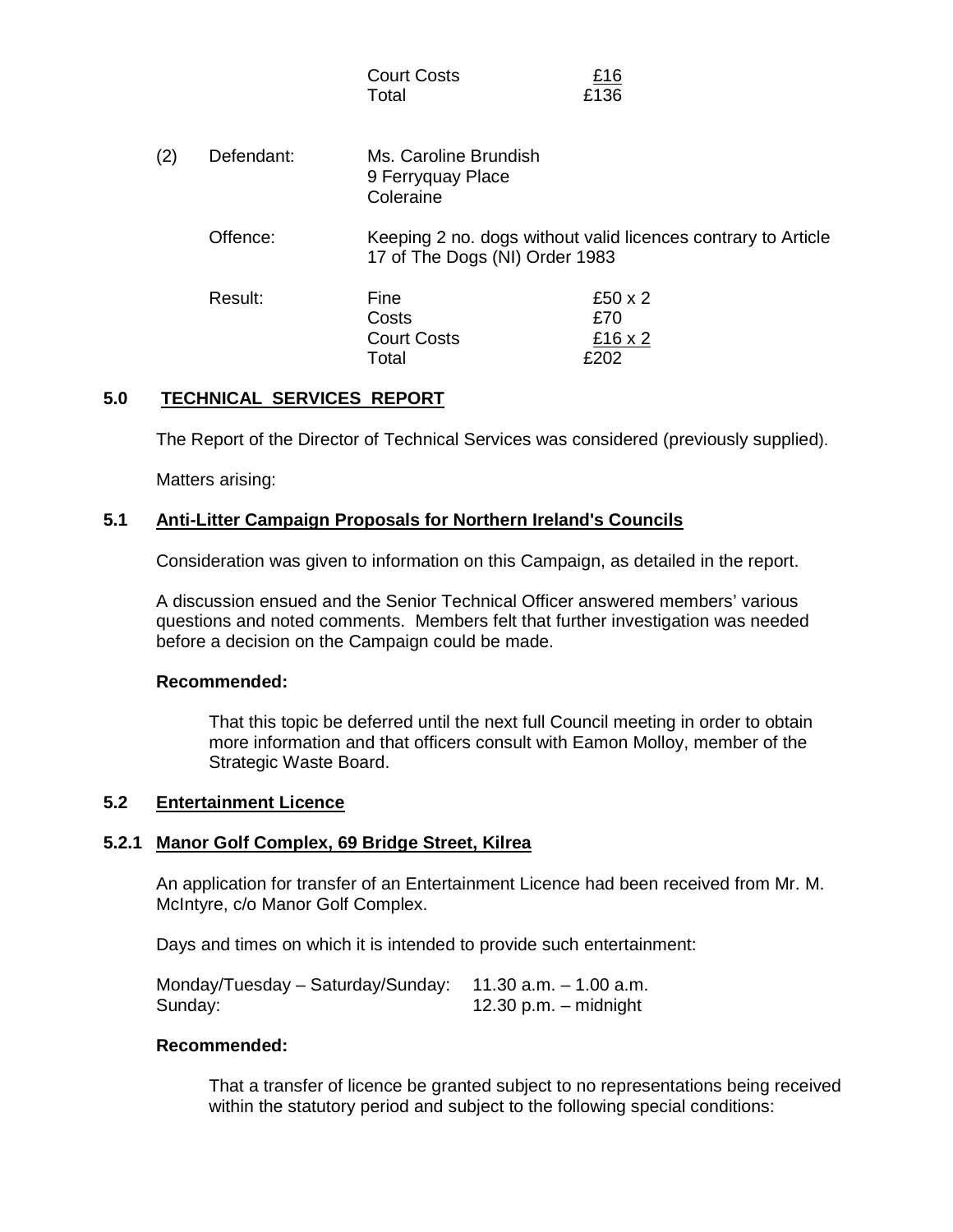| | |
|---|---|
| Court Costs | £16 |
| Total | £136 |

(2) Defendant: Ms. Caroline Brundish
9 Ferryquay Place
Coleraine

Offence: Keeping 2 no. dogs without valid licences contrary to Article 17 of The Dogs (NI) Order 1983

Result:

| | |
|---|---|
| Fine | £50 x 2 |
| Costs | £70 |
| Court Costs | £16 x 2 |
| Total | £202 |

## 5.0 TECHNICAL SERVICES REPORT

The Report of the Director of Technical Services was considered (previously supplied).

Matters arising:

### 5.1 Anti-Litter Campaign Proposals for Northern Ireland's Councils

Consideration was given to information on this Campaign, as detailed in the report.

A discussion ensued and the Senior Technical Officer answered members' various questions and noted comments. Members felt that further investigation was needed before a decision on the Campaign could be made.

**Recommended:**

That this topic be deferred until the next full Council meeting in order to obtain more information and that officers consult with Eamon Molloy, member of the Strategic Waste Board.

### 5.2 Entertainment Licence

#### 5.2.1 Manor Golf Complex, 69 Bridge Street, Kilrea

An application for transfer of an Entertainment Licence had been received from Mr. M. McIntyre, c/o Manor Golf Complex.

Days and times on which it is intended to provide such entertainment:

| | |
|---|---|
| Monday/Tuesday – Saturday/Sunday: | 11.30 a.m. – 1.00 a.m. |
| Sunday: | 12.30 p.m. – midnight |

**Recommended:**

That a transfer of licence be granted subject to no representations being received within the statutory period and subject to the following special conditions: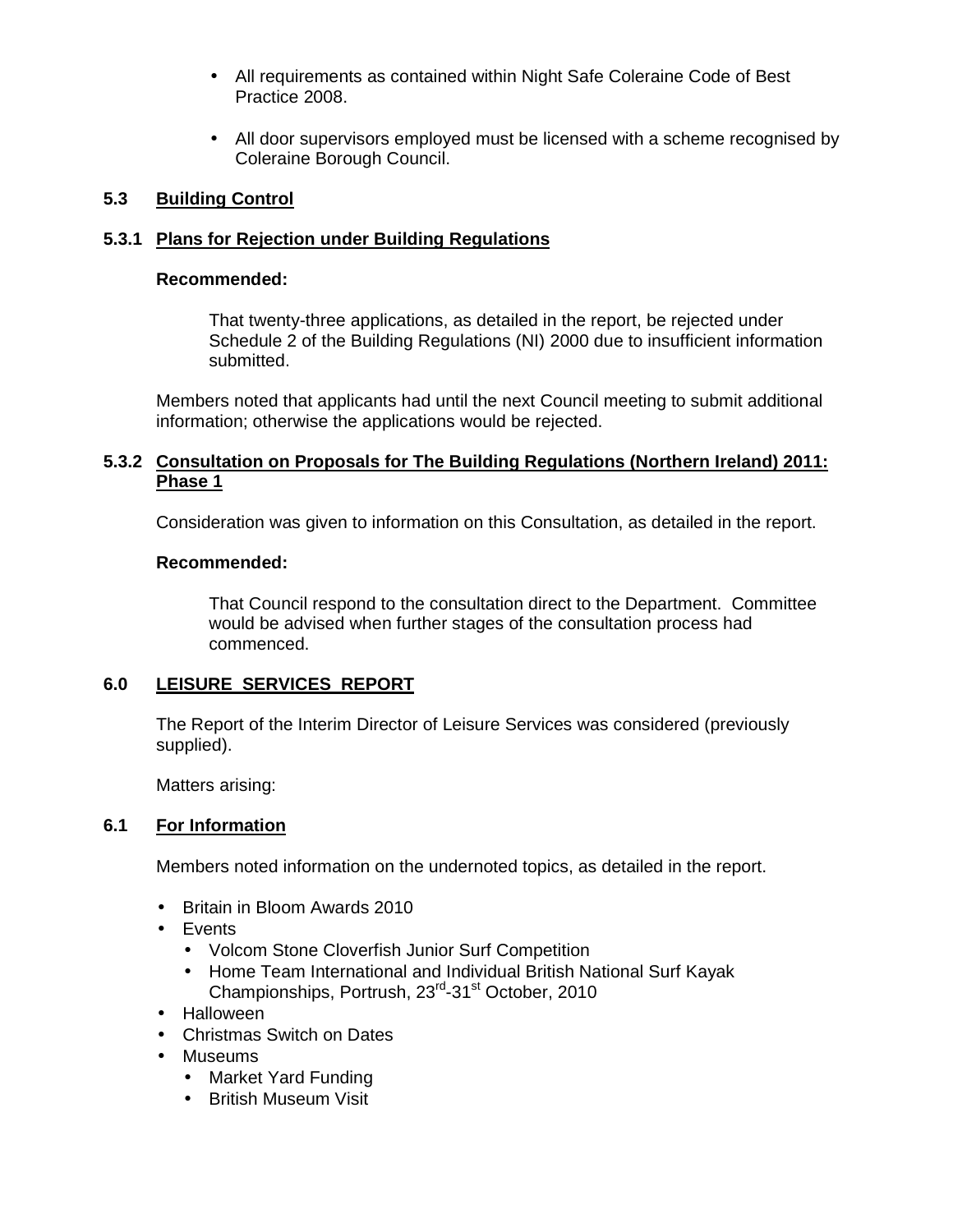- All requirements as contained within Night Safe Coleraine Code of Best Practice 2008.

- All door supervisors employed must be licensed with a scheme recognised by Coleraine Borough Council.

## 5.3 Building Control

### 5.3.1 Plans for Rejection under Building Regulations

**Recommended:**

That twenty-three applications, as detailed in the report, be rejected under Schedule 2 of the Building Regulations (NI) 2000 due to insufficient information submitted.

Members noted that applicants had until the next Council meeting to submit additional information; otherwise the applications would be rejected.

### 5.3.2 Consultation on Proposals for The Building Regulations (Northern Ireland) 2011: Phase 1

Consideration was given to information on this Consultation, as detailed in the report.

**Recommended:**

That Council respond to the consultation direct to the Department. Committee would be advised when further stages of the consultation process had commenced.

## 6.0 LEISURE SERVICES REPORT

The Report of the Interim Director of Leisure Services was considered (previously supplied).

Matters arising:

## 6.1 For Information

Members noted information on the undernoted topics, as detailed in the report.

- Britain in Bloom Awards 2010
- Events
  - Volcom Stone Cloverfish Junior Surf Competition
  - Home Team International and Individual British National Surf Kayak Championships, Portrush, 23rd-31st October, 2010
- Halloween
- Christmas Switch on Dates
- Museums
  - Market Yard Funding
  - British Museum Visit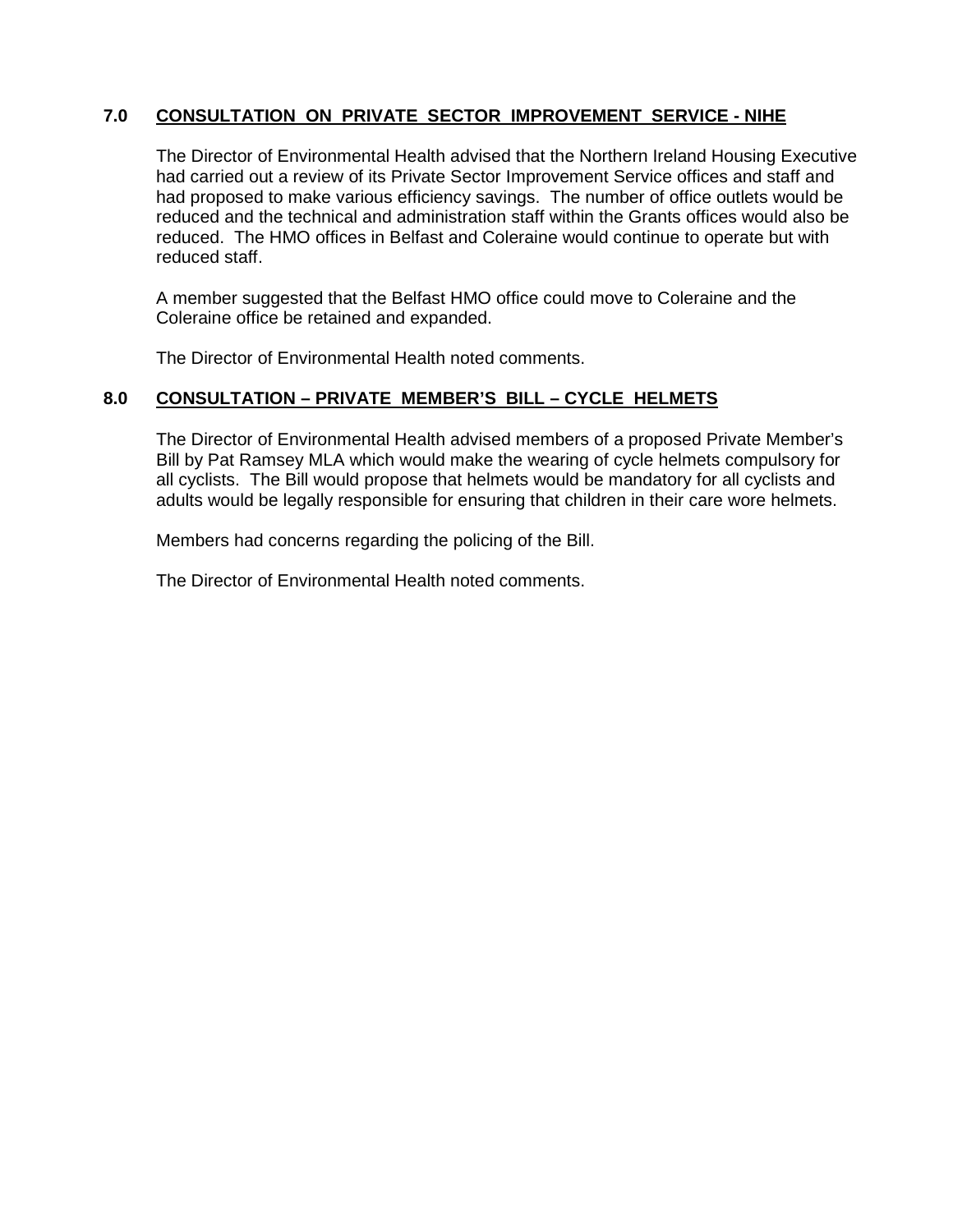## 7.0 CONSULTATION ON PRIVATE SECTOR IMPROVEMENT SERVICE - NIHE

The Director of Environmental Health advised that the Northern Ireland Housing Executive had carried out a review of its Private Sector Improvement Service offices and staff and had proposed to make various efficiency savings. The number of office outlets would be reduced and the technical and administration staff within the Grants offices would also be reduced. The HMO offices in Belfast and Coleraine would continue to operate but with reduced staff.

A member suggested that the Belfast HMO office could move to Coleraine and the Coleraine office be retained and expanded.

The Director of Environmental Health noted comments.

## 8.0 CONSULTATION – PRIVATE MEMBER'S BILL – CYCLE HELMETS

The Director of Environmental Health advised members of a proposed Private Member's Bill by Pat Ramsey MLA which would make the wearing of cycle helmets compulsory for all cyclists. The Bill would propose that helmets would be mandatory for all cyclists and adults would be legally responsible for ensuring that children in their care wore helmets.

Members had concerns regarding the policing of the Bill.

The Director of Environmental Health noted comments.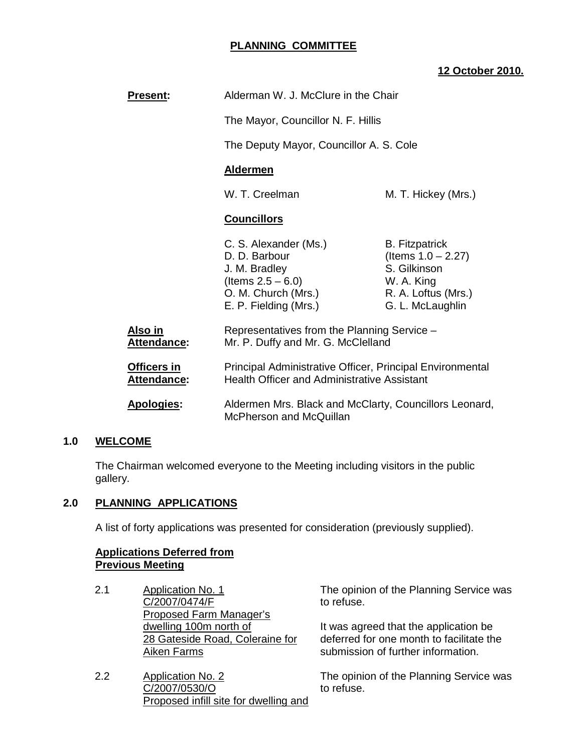# PLANNING COMMITTEE

**12 October 2010.**

**Present:** Alderman W. J. McClure in the Chair

The Mayor, Councillor N. F. Hillis

The Deputy Mayor, Councillor A. S. Cole

**Aldermen**

W. T. Creelman
M. T. Hickey (Mrs.)

**Councillors**

C. S. Alexander (Ms.)
D. D. Barbour
J. M. Bradley (Items 2.5 – 6.0)
O. M. Church (Mrs.)
E. P. Fielding (Mrs.)
B. Fitzpatrick (Items 1.0 – 2.27)
S. Gilkinson
W. A. King
R. A. Loftus (Mrs.)
G. L. McLaughlin

**Also in Attendance:** Representatives from the Planning Service – Mr. P. Duffy and Mr. G. McClelland

**Officers in Attendance:** Principal Administrative Officer, Principal Environmental Health Officer and Administrative Assistant

**Apologies:** Aldermen Mrs. Black and McClarty, Councillors Leonard, McPherson and McQuillan

## 1.0 WELCOME

The Chairman welcomed everyone to the Meeting including visitors in the public gallery.

## 2.0 PLANNING APPLICATIONS

A list of forty applications was presented for consideration (previously supplied).

**Applications Deferred from Previous Meeting**

2.1 Application No. 1
C/2007/0474/F
Proposed Farm Manager's dwelling 100m north of 28 Gateside Road, Coleraine for Aiken Farms

The opinion of the Planning Service was to refuse.

It was agreed that the application be deferred for one month to facilitate the submission of further information.

2.2 Application No. 2
C/2007/0530/O
Proposed infill site for dwelling and

The opinion of the Planning Service was to refuse.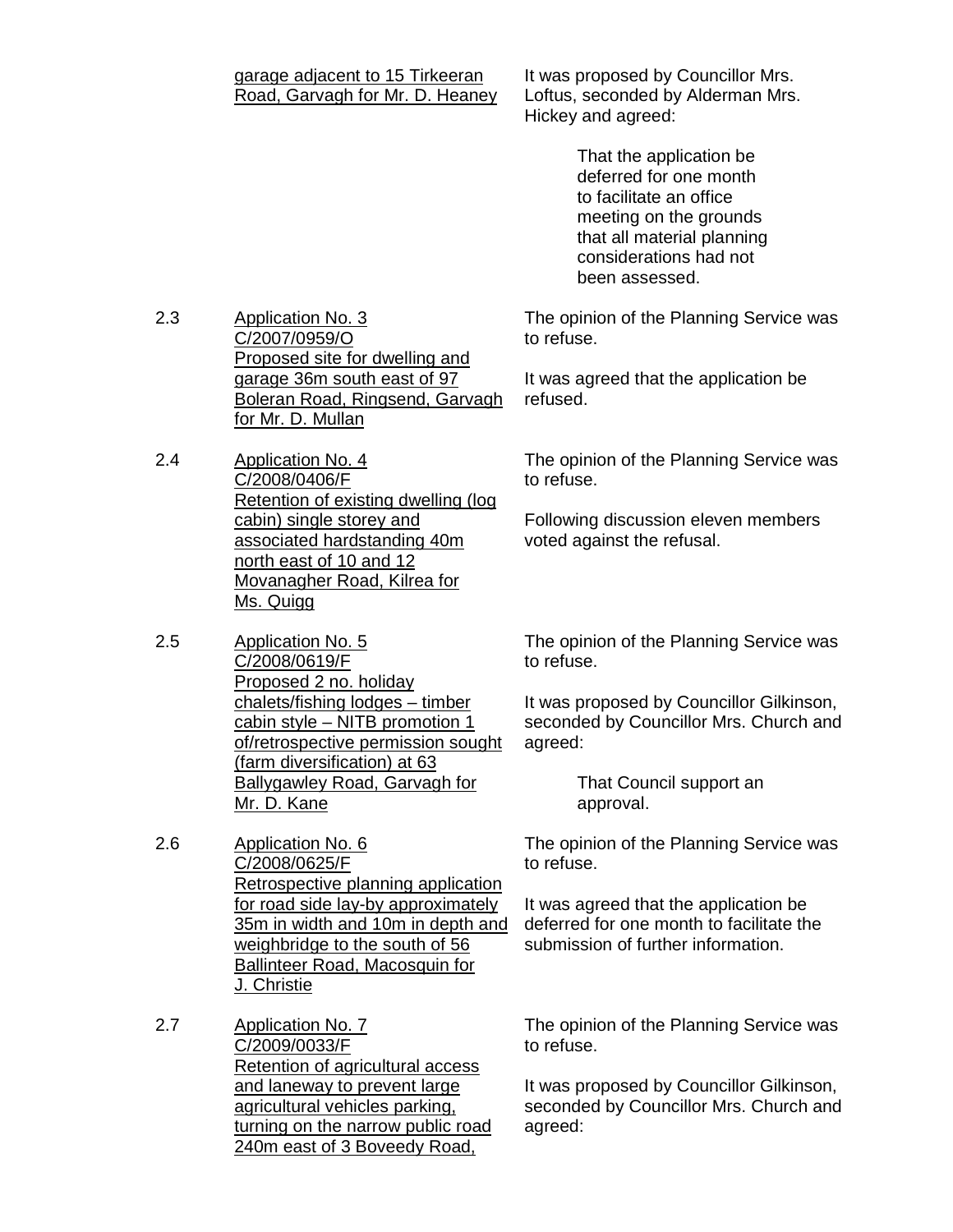| | | |
|---|---|---|
| | garage adjacent to 15 Tirkeeran Road, Garvagh for Mr. D. Heaney | It was proposed by Councillor Mrs. Loftus, seconded by Alderman Mrs. Hickey and agreed:<br><br>That the application be deferred for one month to facilitate an office meeting on the grounds that all material planning considerations had not been assessed. |
| 2.3 | Application No. 3<br>C/2007/0959/O<br>Proposed site for dwelling and garage 36m south east of 97 Boleran Road, Ringsend, Garvagh for Mr. D. Mullan | The opinion of the Planning Service was to refuse.<br><br>It was agreed that the application be refused. |
| 2.4 | Application No. 4<br>C/2008/0406/F<br>Retention of existing dwelling (log cabin) single storey and associated hardstanding 40m north east of 10 and 12 Movanagher Road, Kilrea for Ms. Quigg | The opinion of the Planning Service was to refuse.<br><br>Following discussion eleven members voted against the refusal. |
| 2.5 | Application No. 5<br>C/2008/0619/F<br>Proposed 2 no. holiday chalets/fishing lodges – timber cabin style – NITB promotion 1 of/retrospective permission sought (farm diversification) at 63 Ballygawley Road, Garvagh for Mr. D. Kane | The opinion of the Planning Service was to refuse.<br><br>It was proposed by Councillor Gilkinson, seconded by Councillor Mrs. Church and agreed:<br><br>That Council support an approval. |
| 2.6 | Application No. 6<br>C/2008/0625/F<br>Retrospective planning application for road side lay-by approximately 35m in width and 10m in depth and weighbridge to the south of 56 Ballinteer Road, Macosquin for J. Christie | The opinion of the Planning Service was to refuse.<br><br>It was agreed that the application be deferred for one month to facilitate the submission of further information. |
| 2.7 | Application No. 7<br>C/2009/0033/F<br>Retention of agricultural access and laneway to prevent large agricultural vehicles parking, turning on the narrow public road 240m east of 3 Boveedy Road, | The opinion of the Planning Service was to refuse.<br><br>It was proposed by Councillor Gilkinson, seconded by Councillor Mrs. Church and agreed: |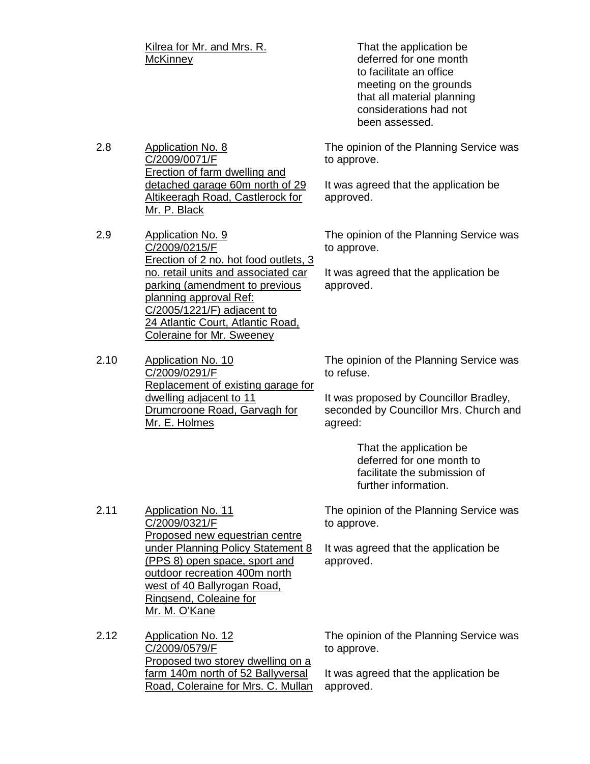Kilrea for Mr. and Mrs. R. McKinney

> That the application be deferred for one month to facilitate an office meeting on the grounds that all material planning considerations had not been assessed.

2.8 Application No. 8
C/2009/0071/F
Erection of farm dwelling and detached garage 60m north of 29 Altikeeragh Road, Castlerock for Mr. P. Black

The opinion of the Planning Service was to approve.

It was agreed that the application be approved.

2.9 Application No. 9
C/2009/0215/F
Erection of 2 no. hot food outlets, 3 no. retail units and associated car parking (amendment to previous planning approval Ref: C/2005/1221/F) adjacent to 24 Atlantic Court, Atlantic Road, Coleraine for Mr. Sweeney

The opinion of the Planning Service was to approve.

It was agreed that the application be approved.

2.10 Application No. 10
C/2009/0291/F
Replacement of existing garage for dwelling adjacent to 11 Drumcroone Road, Garvagh for Mr. E. Holmes

The opinion of the Planning Service was to refuse.

It was proposed by Councillor Bradley, seconded by Councillor Mrs. Church and agreed:

> That the application be deferred for one month to facilitate the submission of further information.

2.11 Application No. 11
C/2009/0321/F
Proposed new equestrian centre under Planning Policy Statement 8 (PPS 8) open space, sport and outdoor recreation 400m north west of 40 Ballyrogan Road, Ringsend, Coleaine for Mr. M. O'Kane

The opinion of the Planning Service was to approve.

It was agreed that the application be approved.

2.12 Application No. 12
C/2009/0579/F
Proposed two storey dwelling on a farm 140m north of 52 Ballyversal Road, Coleraine for Mrs. C. Mullan

The opinion of the Planning Service was to approve.

It was agreed that the application be approved.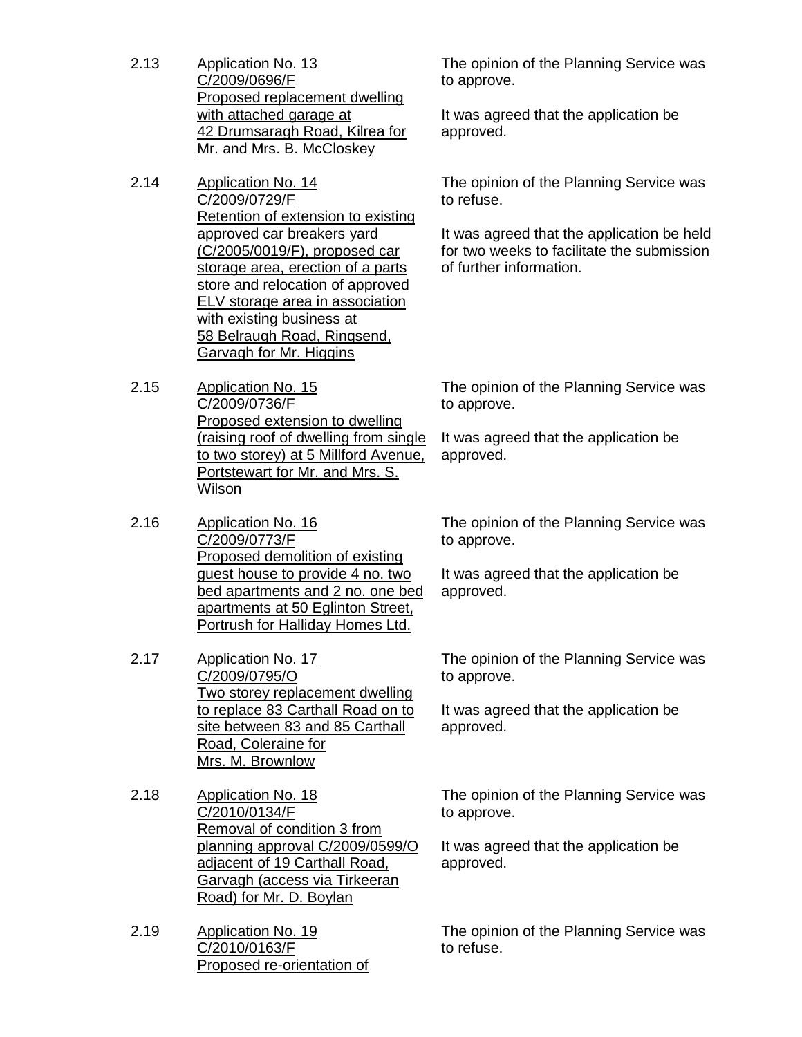2.13 <u>Application No. 13 C/2009/0696/F Proposed replacement dwelling with attached garage at 42 Drumsaragh Road, Kilrea for Mr. and Mrs. B. McCloskey</u>

The opinion of the Planning Service was to approve.

It was agreed that the application be approved.

2.14 <u>Application No. 14 C/2009/0729/F Retention of extension to existing approved car breakers yard (C/2005/0019/F), proposed car storage area, erection of a parts store and relocation of approved ELV storage area in association with existing business at 58 Belraugh Road, Ringsend, Garvagh for Mr. Higgins</u>

The opinion of the Planning Service was to refuse.

It was agreed that the application be held for two weeks to facilitate the submission of further information.

2.15 <u>Application No. 15 C/2009/0736/F Proposed extension to dwelling (raising roof of dwelling from single to two storey) at 5 Millford Avenue, Portstewart for Mr. and Mrs. S. Wilson</u>

The opinion of the Planning Service was to approve.

It was agreed that the application be approved.

2.16 <u>Application No. 16 C/2009/0773/F Proposed demolition of existing guest house to provide 4 no. two bed apartments and 2 no. one bed apartments at 50 Eglinton Street, Portrush for Halliday Homes Ltd.</u>

The opinion of the Planning Service was to approve.

It was agreed that the application be approved.

2.17 <u>Application No. 17 C/2009/0795/O Two storey replacement dwelling to replace 83 Carthall Road on to site between 83 and 85 Carthall Road, Coleraine for Mrs. M. Brownlow</u>

The opinion of the Planning Service was to approve.

It was agreed that the application be approved.

2.18 <u>Application No. 18 C/2010/0134/F Removal of condition 3 from planning approval C/2009/0599/O adjacent of 19 Carthall Road, Garvagh (access via Tirkeeran Road) for Mr. D. Boylan</u>

The opinion of the Planning Service was to approve.

It was agreed that the application be approved.

2.19 <u>Application No. 19 C/2010/0163/F Proposed re-orientation of</u>

The opinion of the Planning Service was to refuse.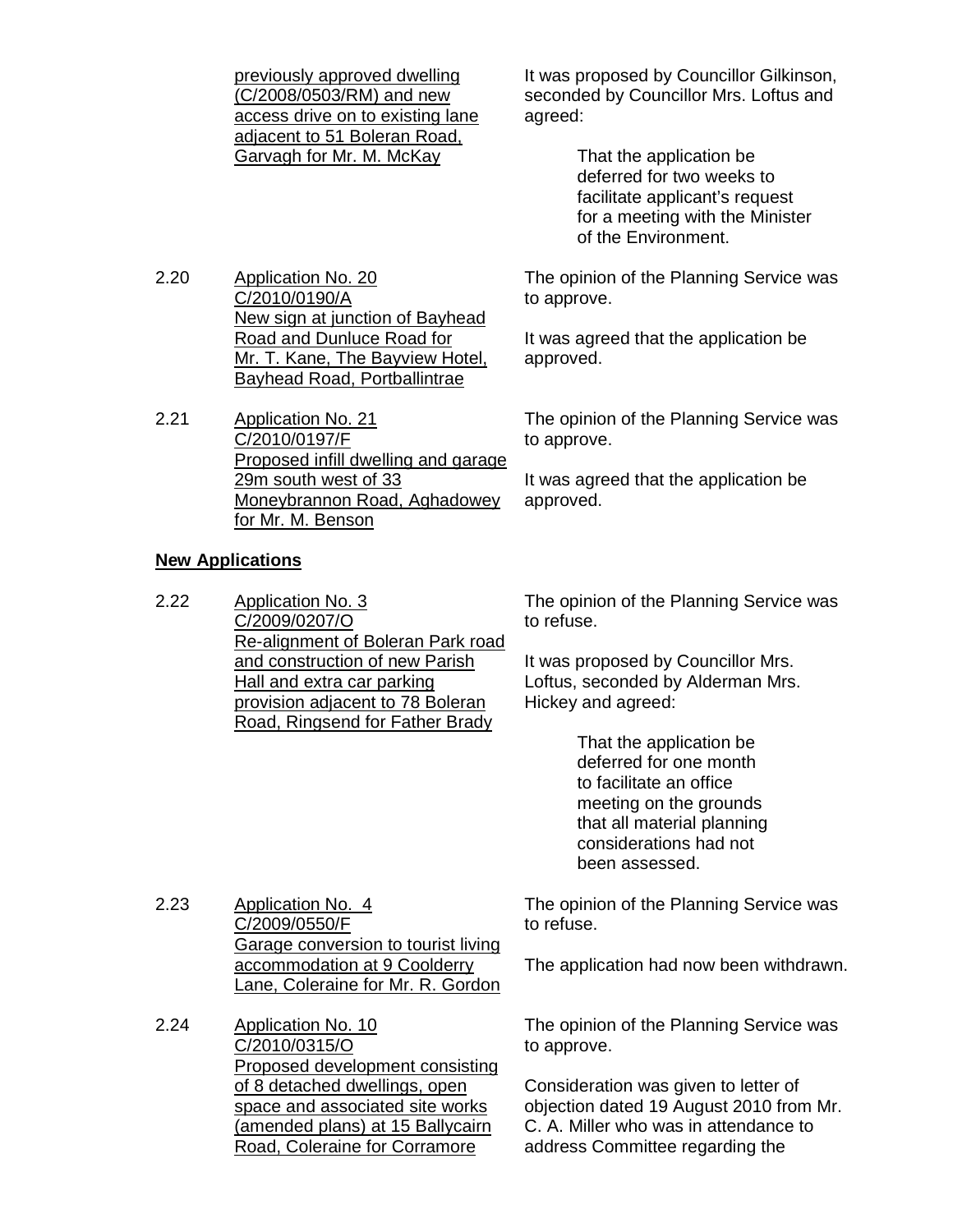previously approved dwelling (C/2008/0503/RM) and new access drive on to existing lane adjacent to 51 Boleran Road, Garvagh for Mr. M. McKay

It was proposed by Councillor Gilkinson, seconded by Councillor Mrs. Loftus and agreed:

> That the application be deferred for two weeks to facilitate applicant's request for a meeting with the Minister of the Environment.

2.20 Application No. 20 C/2010/0190/A New sign at junction of Bayhead Road and Dunluce Road for Mr. T. Kane, The Bayview Hotel, Bayhead Road, Portballintrae

The opinion of the Planning Service was to approve.

It was agreed that the application be approved.

2.21 Application No. 21 C/2010/0197/F Proposed infill dwelling and garage 29m south west of 33 Moneybrannon Road, Aghadowey for Mr. M. Benson

The opinion of the Planning Service was to approve.

It was agreed that the application be approved.

**New Applications**

2.22 Application No. 3 C/2009/0207/O Re-alignment of Boleran Park road and construction of new Parish Hall and extra car parking provision adjacent to 78 Boleran Road, Ringsend for Father Brady

The opinion of the Planning Service was to refuse.

It was proposed by Councillor Mrs. Loftus, seconded by Alderman Mrs. Hickey and agreed:

> That the application be deferred for one month to facilitate an office meeting on the grounds that all material planning considerations had not been assessed.

2.23 Application No. 4 C/2009/0550/F Garage conversion to tourist living accommodation at 9 Coolderry Lane, Coleraine for Mr. R. Gordon

The opinion of the Planning Service was to refuse.

The application had now been withdrawn.

2.24 Application No. 10 C/2010/0315/O Proposed development consisting of 8 detached dwellings, open space and associated site works (amended plans) at 15 Ballycairn Road, Coleraine for Corramore

The opinion of the Planning Service was to approve.

Consideration was given to letter of objection dated 19 August 2010 from Mr. C. A. Miller who was in attendance to address Committee regarding the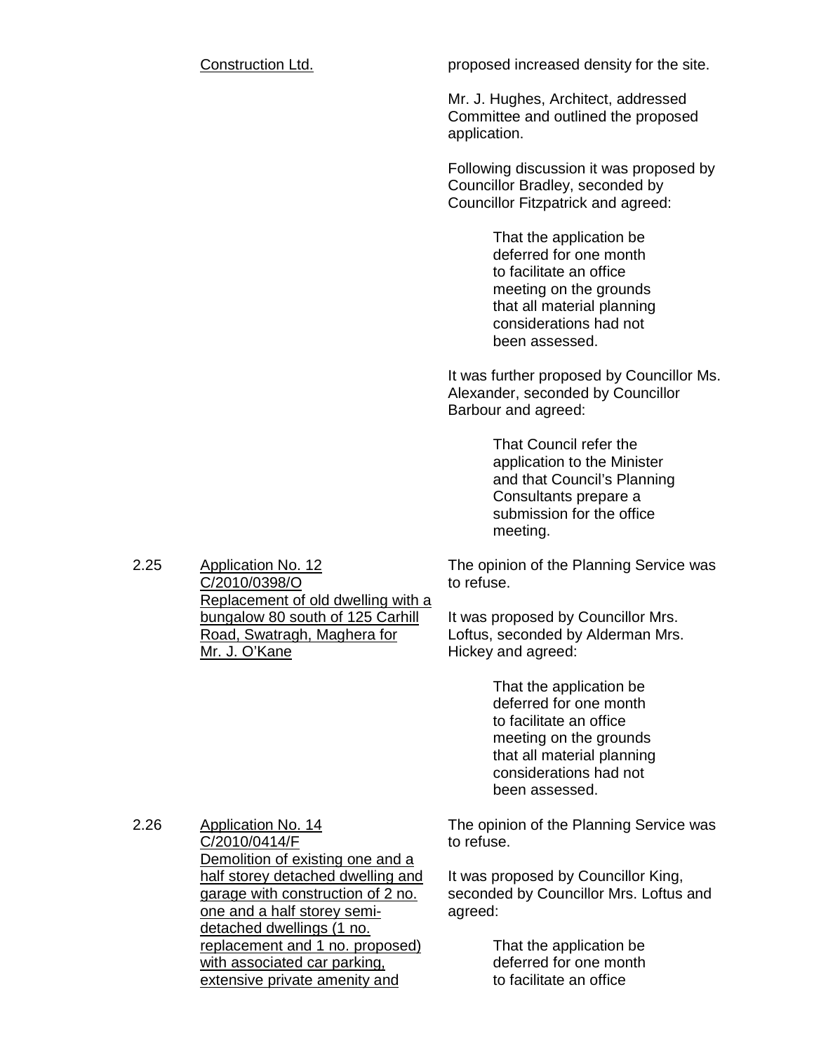| | | |
|---|---|---|
| | <u>Construction Ltd.</u> | proposed increased density for the site.<br><br>Mr. J. Hughes, Architect, addressed Committee and outlined the proposed application.<br><br>Following discussion it was proposed by Councillor Bradley, seconded by Councillor Fitzpatrick and agreed:<br><br>That the application be deferred for one month to facilitate an office meeting on the grounds that all material planning considerations had not been assessed.<br><br>It was further proposed by Councillor Ms. Alexander, seconded by Councillor Barbour and agreed:<br><br>That Council refer the application to the Minister and that Council's Planning Consultants prepare a submission for the office meeting. |
| 2.25 | <u>Application No. 12</u><br><u>C/2010/0398/O</u><br><u>Replacement of old dwelling with a bungalow 80 south of 125 Carhill Road, Swatragh, Maghera for Mr. J. O'Kane</u> | The opinion of the Planning Service was to refuse.<br><br>It was proposed by Councillor Mrs. Loftus, seconded by Alderman Mrs. Hickey and agreed:<br><br>That the application be deferred for one month to facilitate an office meeting on the grounds that all material planning considerations had not been assessed. |
| 2.26 | <u>Application No. 14</u><br><u>C/2010/0414/F</u><br><u>Demolition of existing one and a half storey detached dwelling and garage with construction of 2 no. one and a half storey semi-detached dwellings (1 no. replacement and 1 no. proposed) with associated car parking, extensive private amenity and</u> | The opinion of the Planning Service was to refuse.<br><br>It was proposed by Councillor King, seconded by Councillor Mrs. Loftus and agreed:<br><br>That the application be deferred for one month to facilitate an office |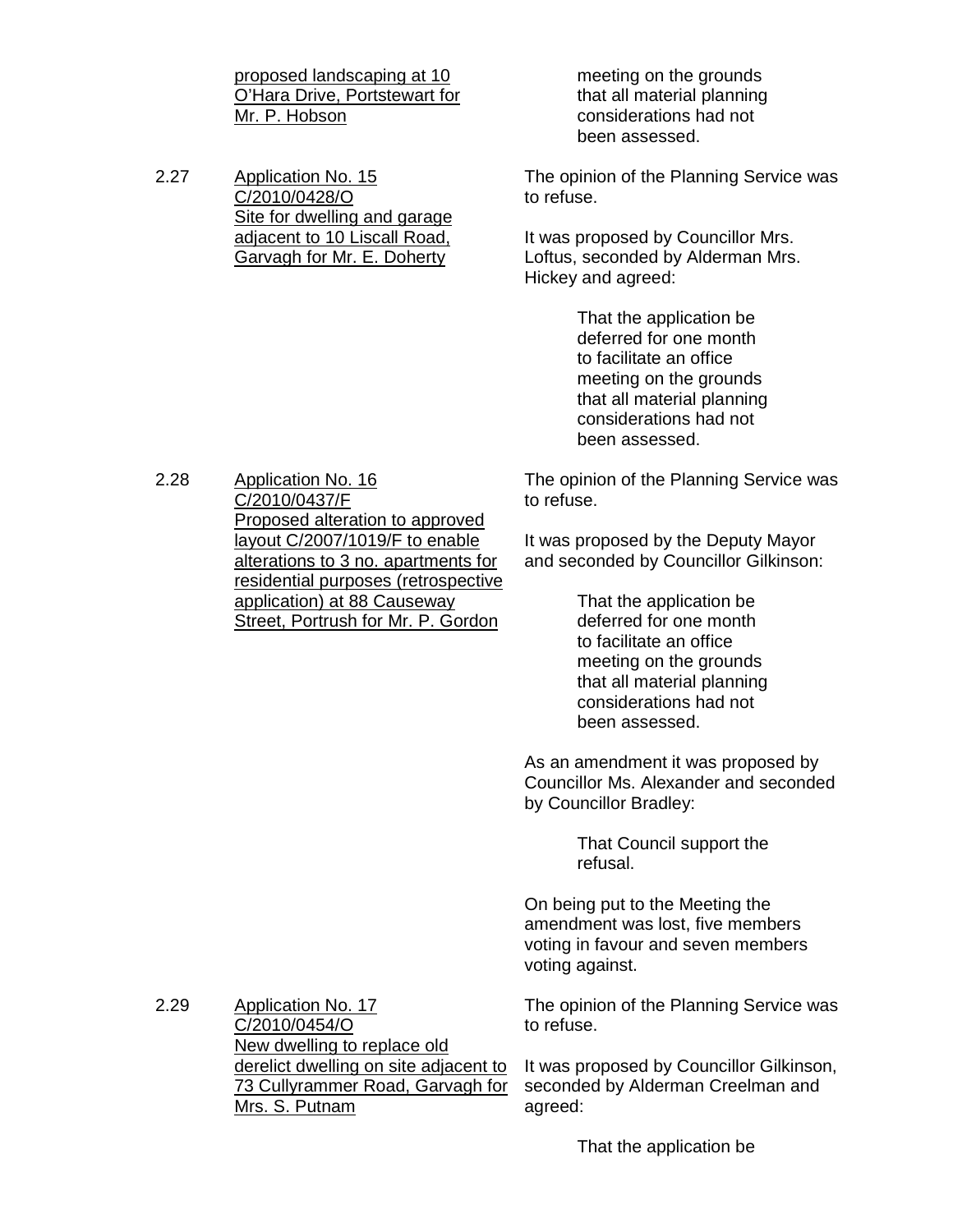proposed landscaping at 10 O'Hara Drive, Portstewart for Mr. P. Hobson

meeting on the grounds that all material planning considerations had not been assessed.

2.27 Application No. 15 C/2010/0428/O Site for dwelling and garage adjacent to 10 Liscall Road, Garvagh for Mr. E. Doherty

The opinion of the Planning Service was to refuse.

It was proposed by Councillor Mrs. Loftus, seconded by Alderman Mrs. Hickey and agreed:

> That the application be deferred for one month to facilitate an office meeting on the grounds that all material planning considerations had not been assessed.

2.28 Application No. 16 C/2010/0437/F Proposed alteration to approved layout C/2007/1019/F to enable alterations to 3 no. apartments for residential purposes (retrospective application) at 88 Causeway Street, Portrush for Mr. P. Gordon

The opinion of the Planning Service was to refuse.

It was proposed by the Deputy Mayor and seconded by Councillor Gilkinson:

> That the application be deferred for one month to facilitate an office meeting on the grounds that all material planning considerations had not been assessed.

As an amendment it was proposed by Councillor Ms. Alexander and seconded by Councillor Bradley:

> That Council support the refusal.

On being put to the Meeting the amendment was lost, five members voting in favour and seven members voting against.

2.29 Application No. 17 C/2010/0454/O New dwelling to replace old derelict dwelling on site adjacent to 73 Cullyrammer Road, Garvagh for Mrs. S. Putnam

The opinion of the Planning Service was to refuse.

It was proposed by Councillor Gilkinson, seconded by Alderman Creelman and agreed:

> That the application be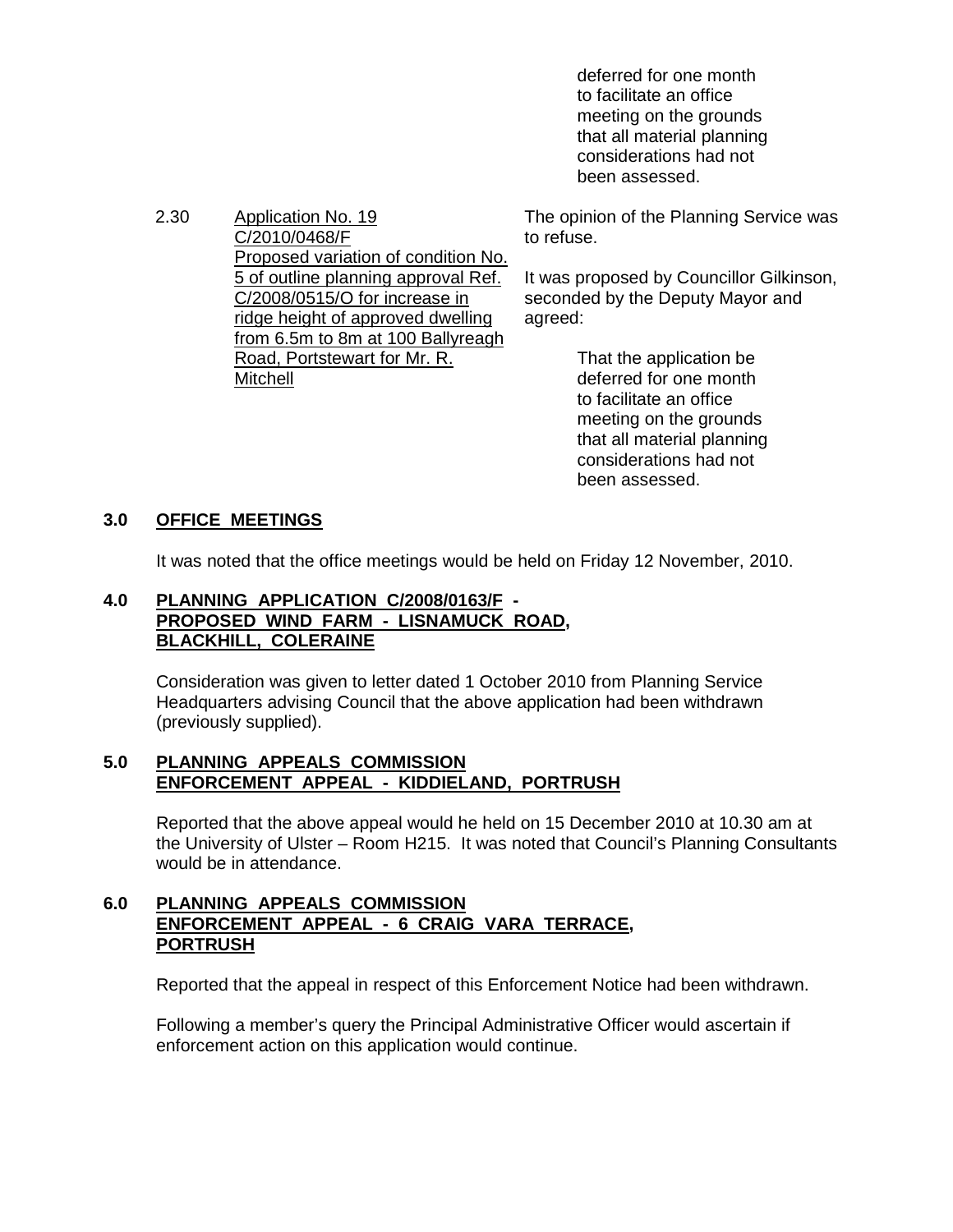deferred for one month to facilitate an office meeting on the grounds that all material planning considerations had not been assessed.

2.30 Application No. 19 C/2010/0468/F
Proposed variation of condition No. 5 of outline planning approval Ref. C/2008/0515/O for increase in ridge height of approved dwelling from 6.5m to 8m at 100 Ballyreagh Road, Portstewart for Mr. R. Mitchell

The opinion of the Planning Service was to refuse.

It was proposed by Councillor Gilkinson, seconded by the Deputy Mayor and agreed:

> That the application be deferred for one month to facilitate an office meeting on the grounds that all material planning considerations had not been assessed.

## 3.0 OFFICE MEETINGS

It was noted that the office meetings would be held on Friday 12 November, 2010.

## 4.0 PLANNING APPLICATION C/2008/0163/F - PROPOSED WIND FARM - LISNAMUCK ROAD, BLACKHILL, COLERAINE

Consideration was given to letter dated 1 October 2010 from Planning Service Headquarters advising Council that the above application had been withdrawn (previously supplied).

## 5.0 PLANNING APPEALS COMMISSION ENFORCEMENT APPEAL - KIDDIELAND, PORTRUSH

Reported that the above appeal would he held on 15 December 2010 at 10.30 am at the University of Ulster – Room H215. It was noted that Council's Planning Consultants would be in attendance.

## 6.0 PLANNING APPEALS COMMISSION ENFORCEMENT APPEAL - 6 CRAIG VARA TERRACE, PORTRUSH

Reported that the appeal in respect of this Enforcement Notice had been withdrawn.

Following a member's query the Principal Administrative Officer would ascertain if enforcement action on this application would continue.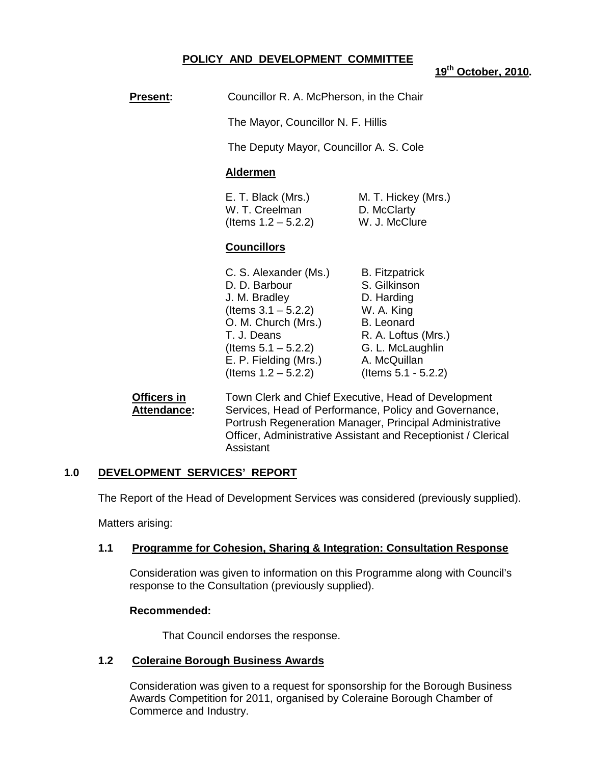## POLICY AND DEVELOPMENT COMMITTEE

**19th October, 2010.**

**Present:** Councillor R. A. McPherson, in the Chair

The Mayor, Councillor N. F. Hillis

The Deputy Mayor, Councillor A. S. Cole

**Aldermen**

| | |
|---|---|
| E. T. Black (Mrs.) | M. T. Hickey (Mrs.) |
| W. T. Creelman | D. McClarty |
| (Items 1.2 – 5.2.2) | W. J. McClure |

**Councillors**

| | |
|---|---|
| C. S. Alexander (Ms.) | B. Fitzpatrick |
| D. D. Barbour | S. Gilkinson |
| J. M. Bradley | D. Harding |
| (Items 3.1 – 5.2.2) | W. A. King |
| O. M. Church (Mrs.) | B. Leonard |
| T. J. Deans | R. A. Loftus (Mrs.) |
| (Items 5.1 – 5.2.2) | G. L. McLaughlin |
| E. P. Fielding (Mrs.) | A. McQuillan |
| (Items 1.2 – 5.2.2) | (Items 5.1 - 5.2.2) |

**Officers in Attendance:** Town Clerk and Chief Executive, Head of Development Services, Head of Performance, Policy and Governance, Portrush Regeneration Manager, Principal Administrative Officer, Administrative Assistant and Receptionist / Clerical Assistant

### 1.0 DEVELOPMENT SERVICES' REPORT

The Report of the Head of Development Services was considered (previously supplied).

Matters arising:

#### 1.1 Programme for Cohesion, Sharing & Integration: Consultation Response

Consideration was given to information on this Programme along with Council's response to the Consultation (previously supplied).

**Recommended:**

That Council endorses the response.

#### 1.2 Coleraine Borough Business Awards

Consideration was given to a request for sponsorship for the Borough Business Awards Competition for 2011, organised by Coleraine Borough Chamber of Commerce and Industry.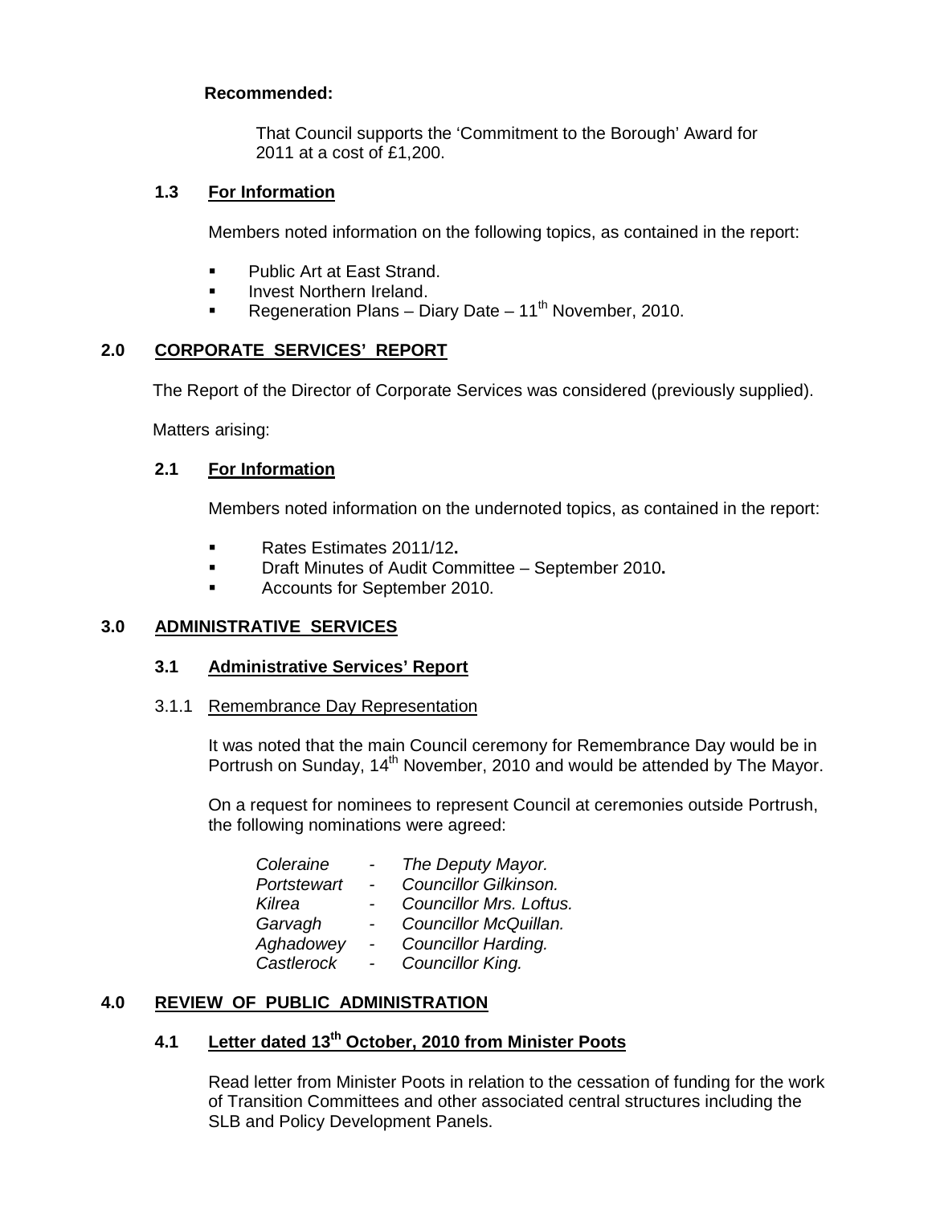**Recommended:**

That Council supports the 'Commitment to the Borough' Award for 2011 at a cost of £1,200.

### 1.3 For Information

Members noted information on the following topics, as contained in the report:

- Public Art at East Strand.
- Invest Northern Ireland.
- Regeneration Plans – Diary Date – 11th November, 2010.

## 2.0 CORPORATE SERVICES' REPORT

The Report of the Director of Corporate Services was considered (previously supplied).

Matters arising:

### 2.1 For Information

Members noted information on the undernoted topics, as contained in the report:

- Rates Estimates 2011/12**.**
- Draft Minutes of Audit Committee – September 2010**.**
- Accounts for September 2010.

## 3.0 ADMINISTRATIVE SERVICES

### 3.1 Administrative Services' Report

3.1.1 Remembrance Day Representation

It was noted that the main Council ceremony for Remembrance Day would be in Portrush on Sunday, 14th November, 2010 and would be attended by The Mayor.

On a request for nominees to represent Council at ceremonies outside Portrush, the following nominations were agreed:

| | | |
|---|---|---|
| *Coleraine* | - | *The Deputy Mayor.* |
| *Portstewart* | - | *Councillor Gilkinson.* |
| *Kilrea* | - | *Councillor Mrs. Loftus.* |
| *Garvagh* | - | *Councillor McQuillan.* |
| *Aghadowey* | - | *Councillor Harding.* |
| *Castlerock* | - | *Councillor King.* |

## 4.0 REVIEW OF PUBLIC ADMINISTRATION

### 4.1 Letter dated 13th October, 2010 from Minister Poots

Read letter from Minister Poots in relation to the cessation of funding for the work of Transition Committees and other associated central structures including the SLB and Policy Development Panels.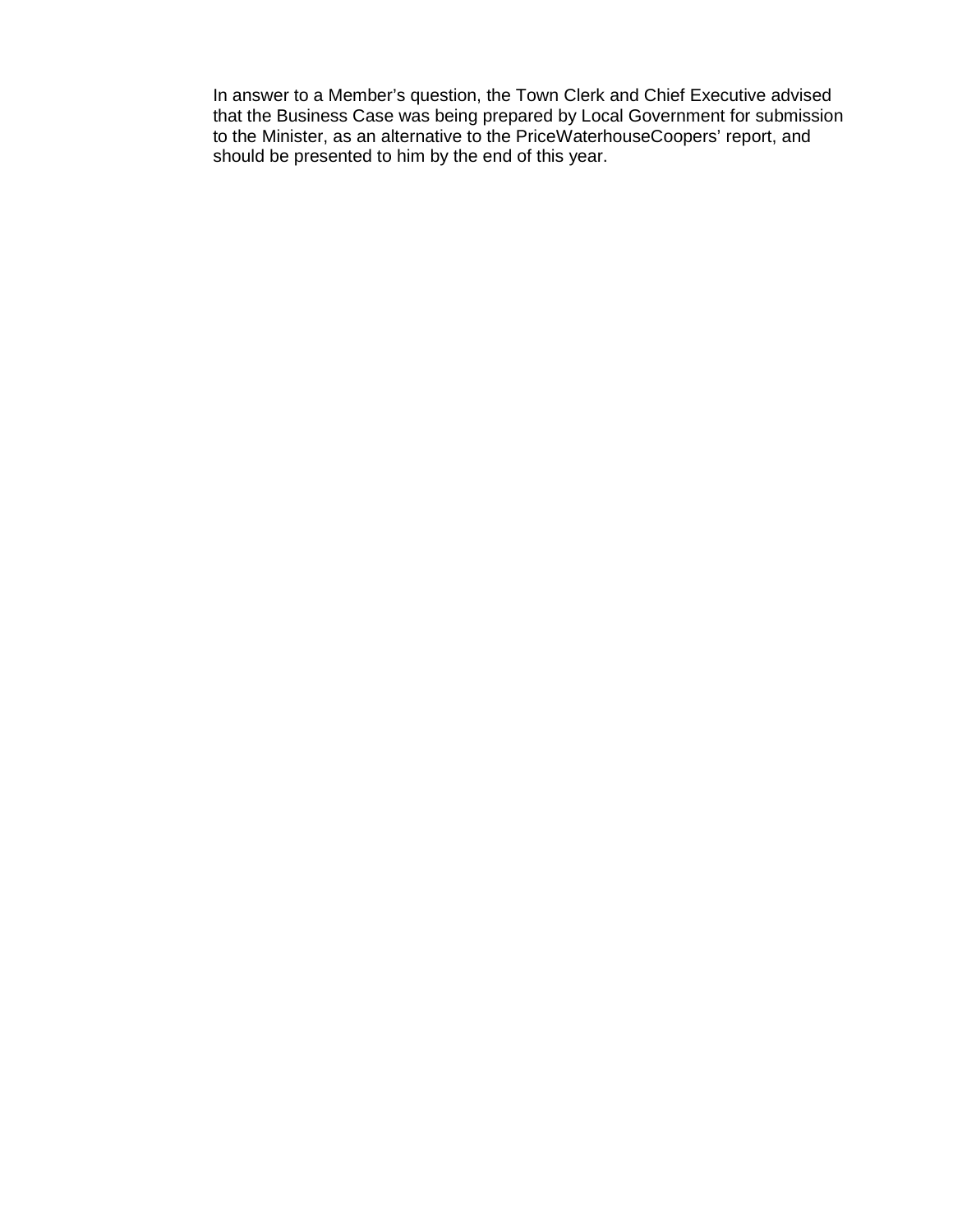In answer to a Member's question, the Town Clerk and Chief Executive advised that the Business Case was being prepared by Local Government for submission to the Minister, as an alternative to the PriceWaterhouseCoopers' report, and should be presented to him by the end of this year.